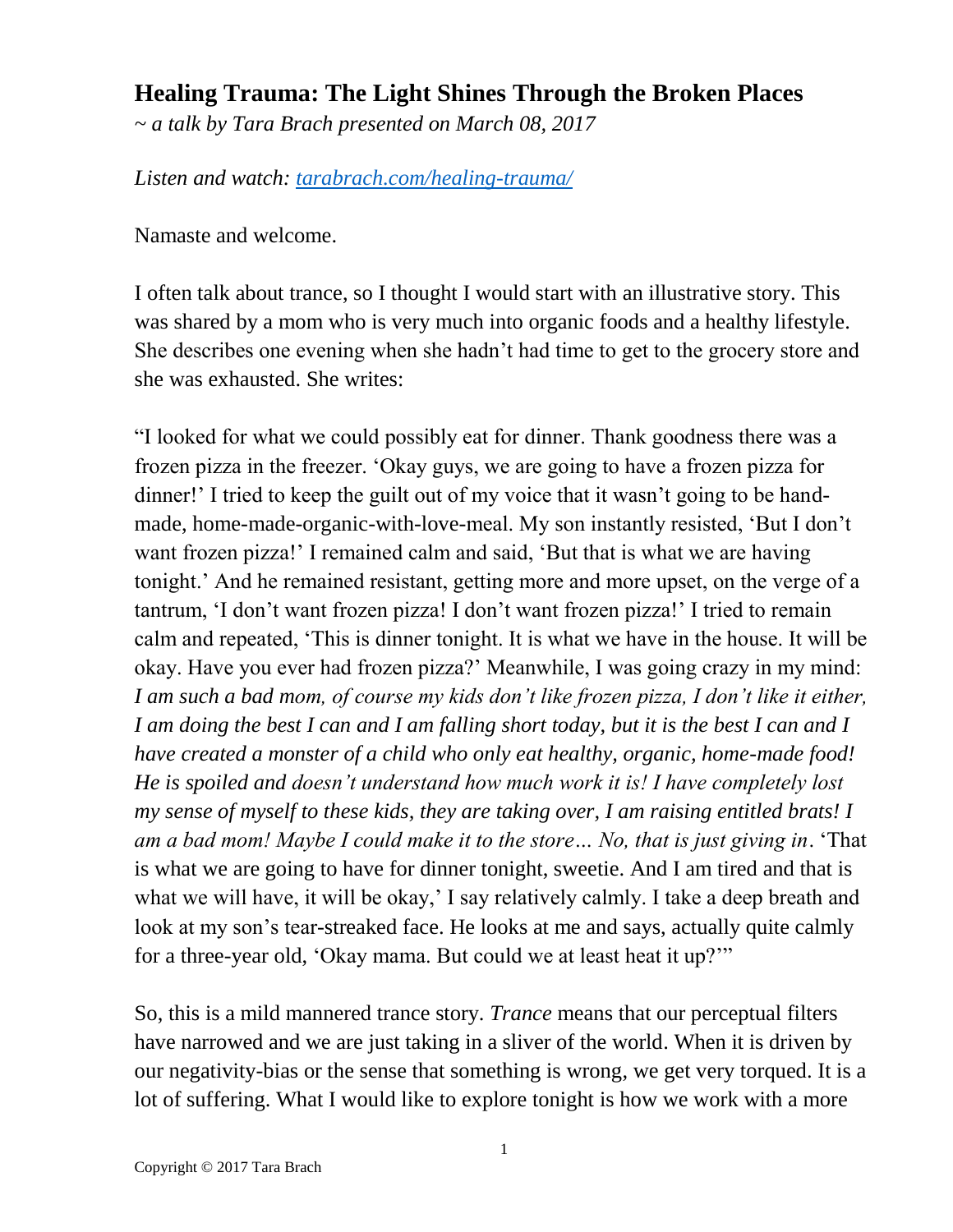# Healing Trauma: The Light Shines Through the Broken Places

*~ a talk by Tara Brach presented on March 08, 2017*

*Listen and watch: [tarabrach.com/healing-trauma/](tarabrach.com/healing-trauma/)*

Namaste and welcome.

I often talk about trance, so I thought I would start with an illustrative story. This was shared by a mom who is very much into organic foods and a healthy lifestyle. She describes one evening when she hadn't had time to get to the grocery store and she was exhausted. She writes:

"I looked for what we could possibly eat for dinner. Thank goodness there was a frozen pizza in the freezer. 'Okay guys, we are going to have a frozen pizza for dinner!' I tried to keep the guilt out of my voice that it wasn't going to be hand-made, home-made-organic-with-love-meal. My son instantly resisted, 'But I don't want frozen pizza!' I remained calm and said, 'But that is what we are having tonight.' And he remained resistant, getting more and more upset, on the verge of a tantrum, 'I don't want frozen pizza! I don't want frozen pizza!' I tried to remain calm and repeated, 'This is dinner tonight. It is what we have in the house. It will be okay. Have you ever had frozen pizza?' Meanwhile, I was going crazy in my mind: *I am such a bad mom, of course my kids don't like frozen pizza, I don't like it either, I am doing the best I can and I am falling short today, but it is the best I can and I have created a monster of a child who only eat healthy, organic, home-made food! He is spoiled and doesn't understand how much work it is! I have completely lost my sense of myself to these kids, they are taking over, I am raising entitled brats! I am a bad mom! Maybe I could make it to the store… No, that is just giving in*. 'That is what we are going to have for dinner tonight, sweetie. And I am tired and that is what we will have, it will be okay,' I say relatively calmly. I take a deep breath and look at my son's tear-streaked face. He looks at me and says, actually quite calmly for a three-year old, 'Okay mama. But could we at least heat it up?'"

So, this is a mild mannered trance story. *Trance* means that our perceptual filters have narrowed and we are just taking in a sliver of the world. When it is driven by our negativity-bias or the sense that something is wrong, we get very torqued. It is a lot of suffering. What I would like to explore tonight is how we work with a more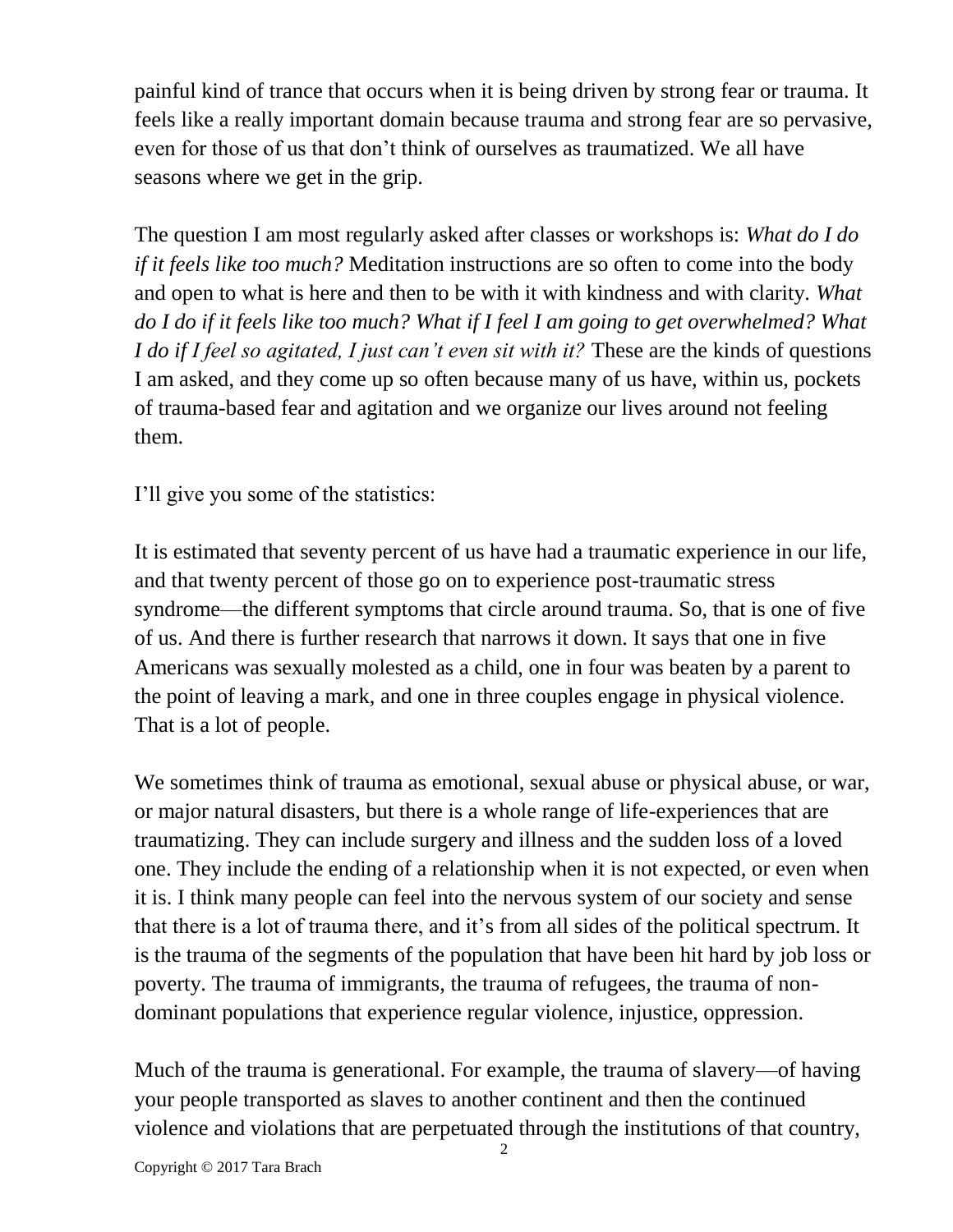painful kind of trance that occurs when it is being driven by strong fear or trauma. It feels like a really important domain because trauma and strong fear are so pervasive, even for those of us that don't think of ourselves as traumatized. We all have seasons where we get in the grip.

The question I am most regularly asked after classes or workshops is: *What do I do if it feels like too much?* Meditation instructions are so often to come into the body and open to what is here and then to be with it with kindness and with clarity. *What do I do if it feels like too much? What if I feel I am going to get overwhelmed? What I do if I feel so agitated, I just can't even sit with it?* These are the kinds of questions I am asked, and they come up so often because many of us have, within us, pockets of trauma-based fear and agitation and we organize our lives around not feeling them.

I'll give you some of the statistics:

It is estimated that seventy percent of us have had a traumatic experience in our life, and that twenty percent of those go on to experience post-traumatic stress syndrome—the different symptoms that circle around trauma. So, that is one of five of us. And there is further research that narrows it down. It says that one in five Americans was sexually molested as a child, one in four was beaten by a parent to the point of leaving a mark, and one in three couples engage in physical violence. That is a lot of people.

We sometimes think of trauma as emotional, sexual abuse or physical abuse, or war, or major natural disasters, but there is a whole range of life-experiences that are traumatizing. They can include surgery and illness and the sudden loss of a loved one. They include the ending of a relationship when it is not expected, or even when it is. I think many people can feel into the nervous system of our society and sense that there is a lot of trauma there, and it's from all sides of the political spectrum. It is the trauma of the segments of the population that have been hit hard by job loss or poverty. The trauma of immigrants, the trauma of refugees, the trauma of non-dominant populations that experience regular violence, injustice, oppression.

Much of the trauma is generational. For example, the trauma of slavery—of having your people transported as slaves to another continent and then the continued violence and violations that are perpetuated through the institutions of that country,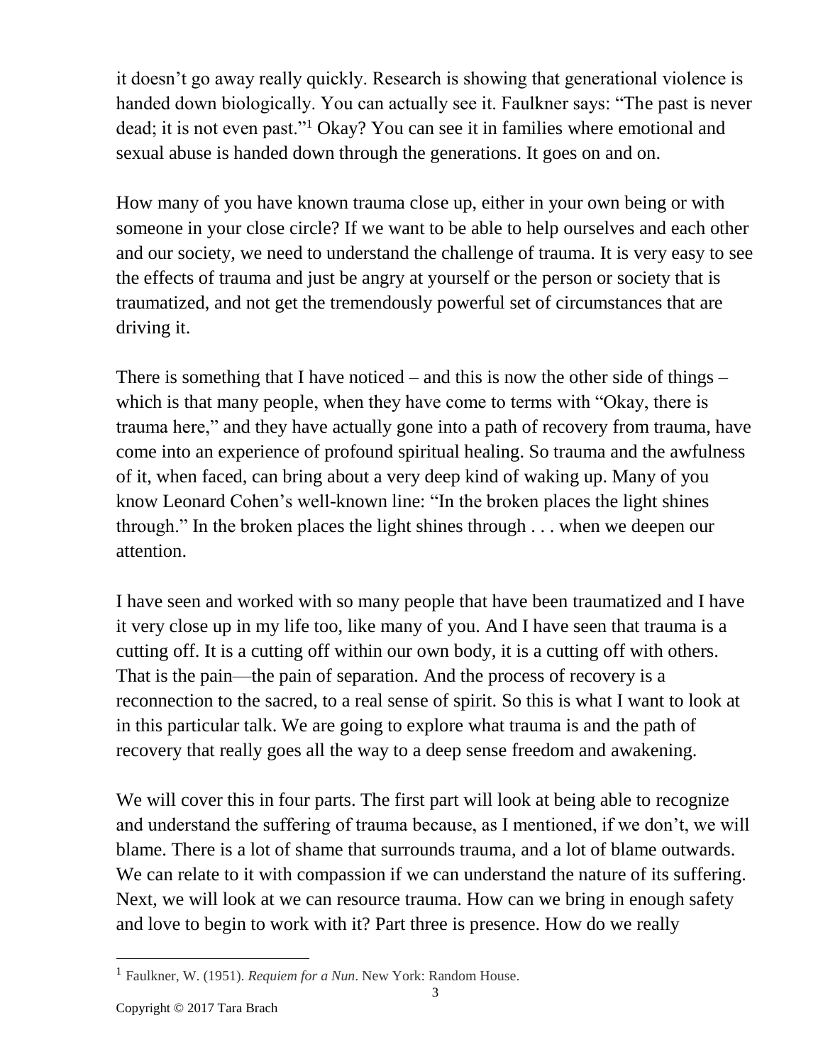it doesn't go away really quickly. Research is showing that generational violence is handed down biologically. You can actually see it. Faulkner says: "The past is never dead; it is not even past."[1] Okay? You can see it in families where emotional and sexual abuse is handed down through the generations. It goes on and on.

How many of you have known trauma close up, either in your own being or with someone in your close circle? If we want to be able to help ourselves and each other and our society, we need to understand the challenge of trauma. It is very easy to see the effects of trauma and just be angry at yourself or the person or society that is traumatized, and not get the tremendously powerful set of circumstances that are driving it.

There is something that I have noticed – and this is now the other side of things – which is that many people, when they have come to terms with "Okay, there is trauma here," and they have actually gone into a path of recovery from trauma, have come into an experience of profound spiritual healing. So trauma and the awfulness of it, when faced, can bring about a very deep kind of waking up. Many of you know Leonard Cohen's well-known line: "In the broken places the light shines through." In the broken places the light shines through . . . when we deepen our attention.

I have seen and worked with so many people that have been traumatized and I have it very close up in my life too, like many of you. And I have seen that trauma is a cutting off. It is a cutting off within our own body, it is a cutting off with others. That is the pain—the pain of separation. And the process of recovery is a reconnection to the sacred, to a real sense of spirit. So this is what I want to look at in this particular talk. We are going to explore what trauma is and the path of recovery that really goes all the way to a deep sense freedom and awakening.

We will cover this in four parts. The first part will look at being able to recognize and understand the suffering of trauma because, as I mentioned, if we don't, we will blame. There is a lot of shame that surrounds trauma, and a lot of blame outwards. We can relate to it with compassion if we can understand the nature of its suffering. Next, we will look at we can resource trauma. How can we bring in enough safety and love to begin to work with it? Part three is presence. How do we really

[1] Faulkner, W. (1951). *Requiem for a Nun*. New York: Random House.

Copyright © 2017 Tara Brach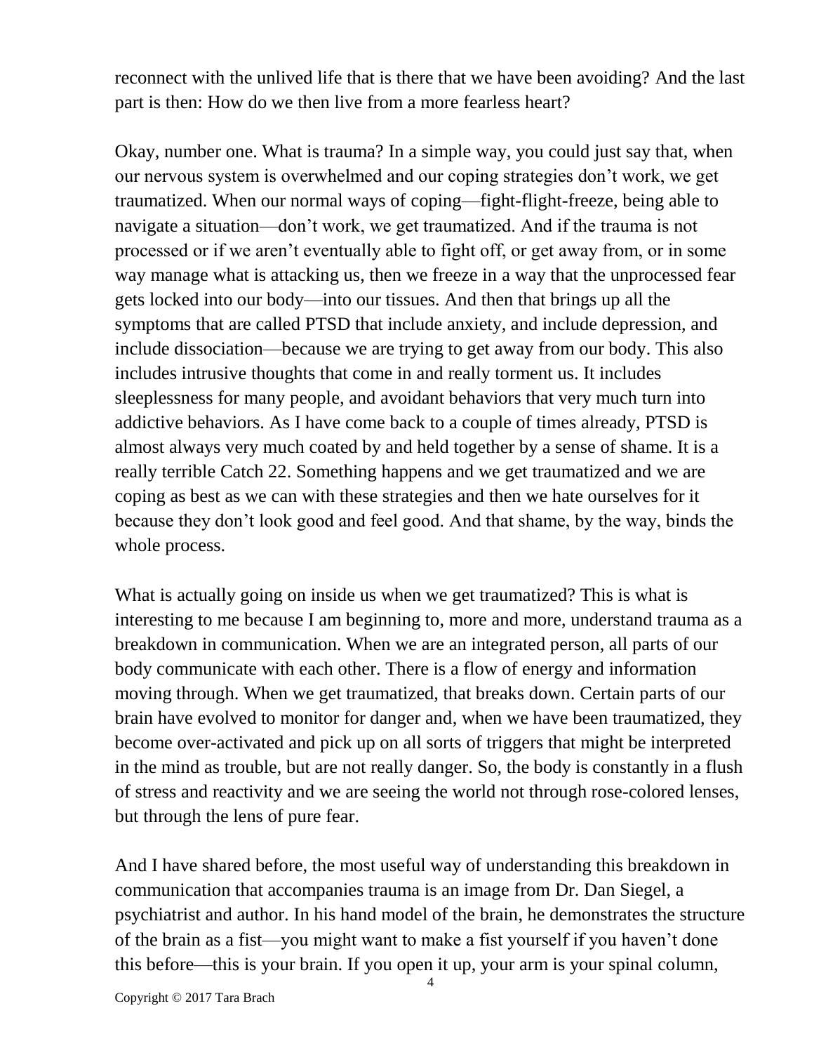reconnect with the unlived life that is there that we have been avoiding? And the last part is then: How do we then live from a more fearless heart?

Okay, number one. What is trauma? In a simple way, you could just say that, when our nervous system is overwhelmed and our coping strategies don't work, we get traumatized. When our normal ways of coping—fight-flight-freeze, being able to navigate a situation—don't work, we get traumatized. And if the trauma is not processed or if we aren't eventually able to fight off, or get away from, or in some way manage what is attacking us, then we freeze in a way that the unprocessed fear gets locked into our body—into our tissues. And then that brings up all the symptoms that are called PTSD that include anxiety, and include depression, and include dissociation—because we are trying to get away from our body. This also includes intrusive thoughts that come in and really torment us. It includes sleeplessness for many people, and avoidant behaviors that very much turn into addictive behaviors. As I have come back to a couple of times already, PTSD is almost always very much coated by and held together by a sense of shame. It is a really terrible Catch 22. Something happens and we get traumatized and we are coping as best as we can with these strategies and then we hate ourselves for it because they don't look good and feel good. And that shame, by the way, binds the whole process.

What is actually going on inside us when we get traumatized? This is what is interesting to me because I am beginning to, more and more, understand trauma as a breakdown in communication. When we are an integrated person, all parts of our body communicate with each other. There is a flow of energy and information moving through. When we get traumatized, that breaks down. Certain parts of our brain have evolved to monitor for danger and, when we have been traumatized, they become over-activated and pick up on all sorts of triggers that might be interpreted in the mind as trouble, but are not really danger. So, the body is constantly in a flush of stress and reactivity and we are seeing the world not through rose-colored lenses, but through the lens of pure fear.

And I have shared before, the most useful way of understanding this breakdown in communication that accompanies trauma is an image from Dr. Dan Siegel, a psychiatrist and author. In his hand model of the brain, he demonstrates the structure of the brain as a fist—you might want to make a fist yourself if you haven't done this before—this is your brain. If you open it up, your arm is your spinal column,

Copyright © 2017 Tara Brach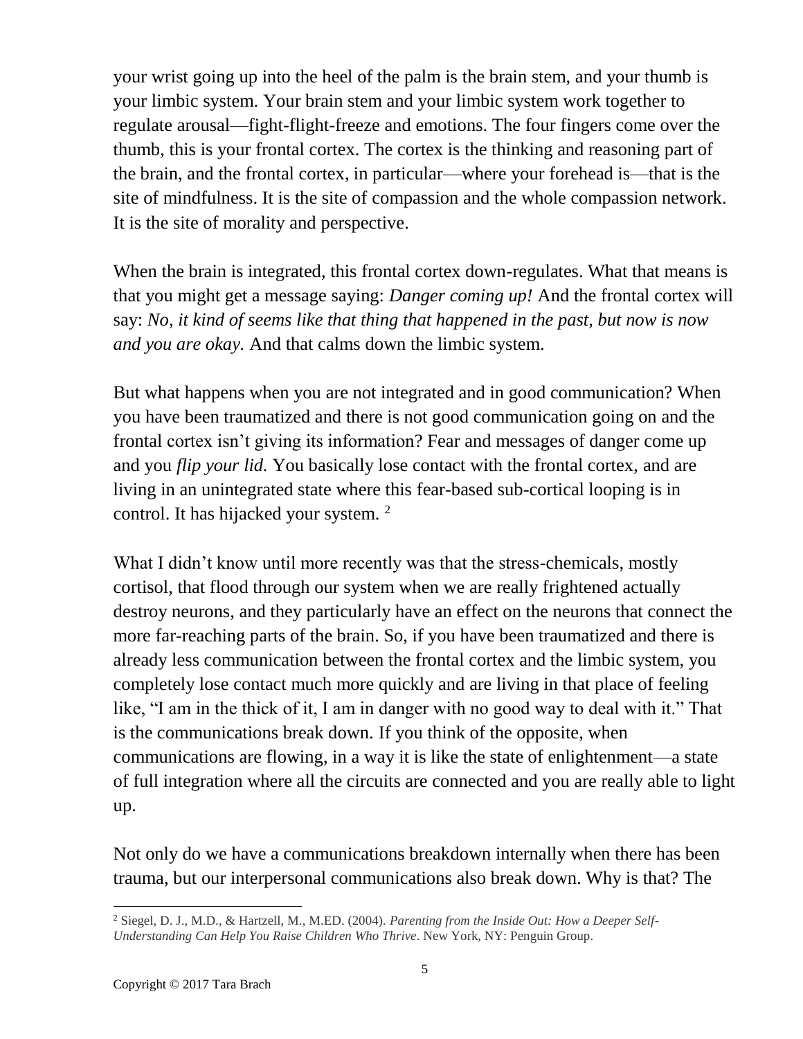your wrist going up into the heel of the palm is the brain stem, and your thumb is your limbic system. Your brain stem and your limbic system work together to regulate arousal—fight-flight-freeze and emotions. The four fingers come over the thumb, this is your frontal cortex. The cortex is the thinking and reasoning part of the brain, and the frontal cortex, in particular—where your forehead is—that is the site of mindfulness. It is the site of compassion and the whole compassion network. It is the site of morality and perspective.

When the brain is integrated, this frontal cortex down-regulates. What that means is that you might get a message saying: *Danger coming up!* And the frontal cortex will say: *No, it kind of seems like that thing that happened in the past, but now is now and you are okay.* And that calms down the limbic system.

But what happens when you are not integrated and in good communication? When you have been traumatized and there is not good communication going on and the frontal cortex isn't giving its information? Fear and messages of danger come up and you *flip your lid.* You basically lose contact with the frontal cortex, and are living in an unintegrated state where this fear-based sub-cortical looping is in control. It has hijacked your system. [2]

What I didn't know until more recently was that the stress-chemicals, mostly cortisol, that flood through our system when we are really frightened actually destroy neurons, and they particularly have an effect on the neurons that connect the more far-reaching parts of the brain. So, if you have been traumatized and there is already less communication between the frontal cortex and the limbic system, you completely lose contact much more quickly and are living in that place of feeling like, "I am in the thick of it, I am in danger with no good way to deal with it." That is the communications break down. If you think of the opposite, when communications are flowing, in a way it is like the state of enlightenment—a state of full integration where all the circuits are connected and you are really able to light up.

Not only do we have a communications breakdown internally when there has been trauma, but our interpersonal communications also break down. Why is that? The

---

[2] Siegel, D. J., M.D., & Hartzell, M., M.ED. (2004). *Parenting from the Inside Out: How a Deeper Self-Understanding Can Help You Raise Children Who Thrive*. New York, NY: Penguin Group.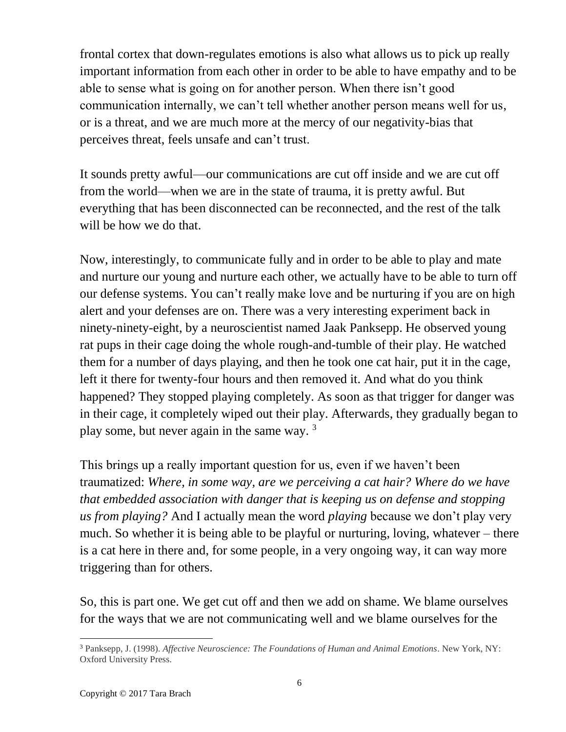frontal cortex that down-regulates emotions is also what allows us to pick up really important information from each other in order to be able to have empathy and to be able to sense what is going on for another person. When there isn't good communication internally, we can't tell whether another person means well for us, or is a threat, and we are much more at the mercy of our negativity-bias that perceives threat, feels unsafe and can't trust.

It sounds pretty awful—our communications are cut off inside and we are cut off from the world—when we are in the state of trauma, it is pretty awful. But everything that has been disconnected can be reconnected, and the rest of the talk will be how we do that.

Now, interestingly, to communicate fully and in order to be able to play and mate and nurture our young and nurture each other, we actually have to be able to turn off our defense systems. You can't really make love and be nurturing if you are on high alert and your defenses are on. There was a very interesting experiment back in ninety-ninety-eight, by a neuroscientist named Jaak Panksepp. He observed young rat pups in their cage doing the whole rough-and-tumble of their play. He watched them for a number of days playing, and then he took one cat hair, put it in the cage, left it there for twenty-four hours and then removed it. And what do you think happened? They stopped playing completely. As soon as that trigger for danger was in their cage, it completely wiped out their play. Afterwards, they gradually began to play some, but never again in the same way. [3]

This brings up a really important question for us, even if we haven't been traumatized: *Where, in some way, are we perceiving a cat hair? Where do we have that embedded association with danger that is keeping us on defense and stopping us from playing?* And I actually mean the word *playing* because we don't play very much. So whether it is being able to be playful or nurturing, loving, whatever – there is a cat here in there and, for some people, in a very ongoing way, it can way more triggering than for others.

So, this is part one. We get cut off and then we add on shame. We blame ourselves for the ways that we are not communicating well and we blame ourselves for the

[3] Panksepp, J. (1998). *Affective Neuroscience: The Foundations of Human and Animal Emotions*. New York, NY: Oxford University Press.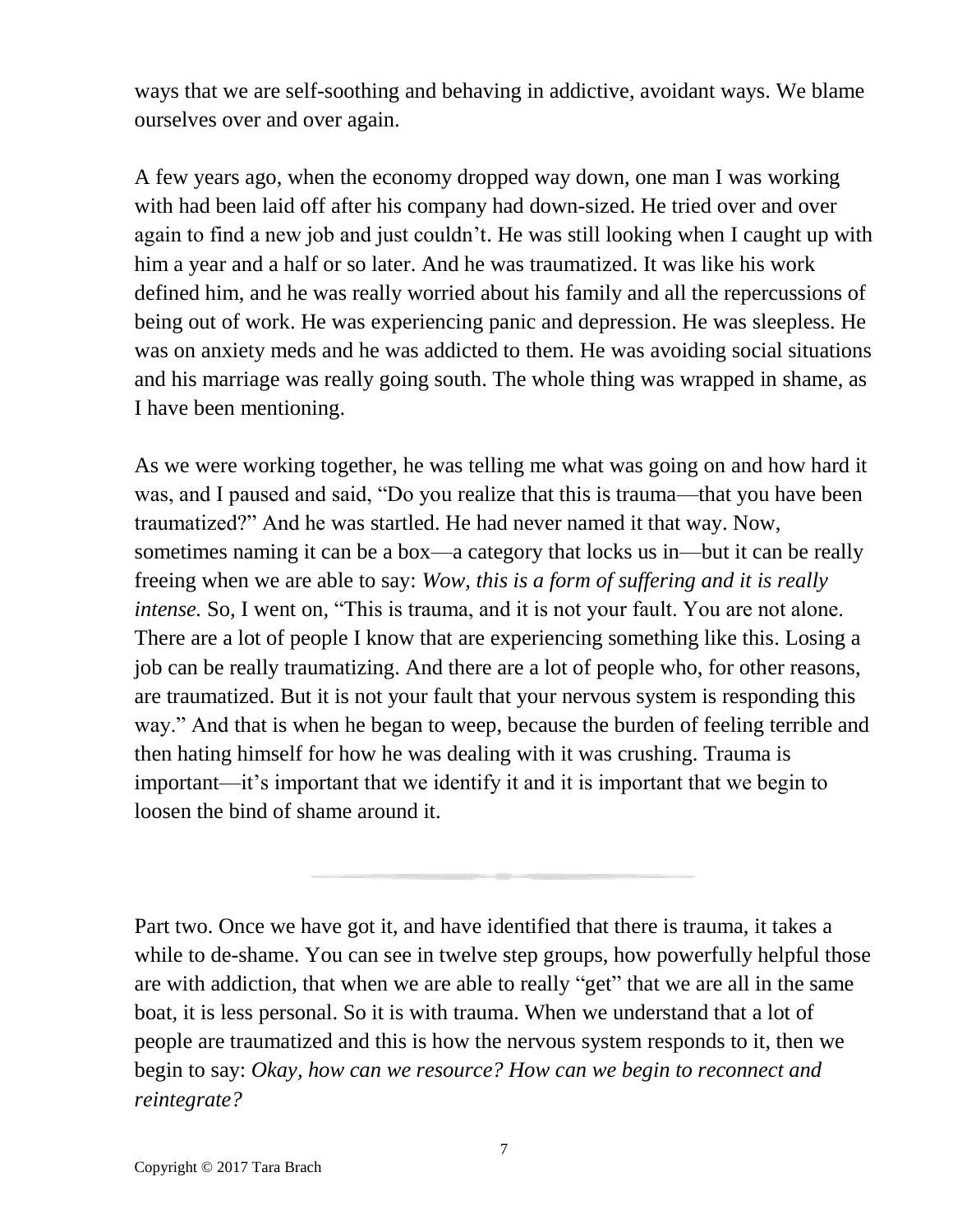ways that we are self-soothing and behaving in addictive, avoidant ways. We blame ourselves over and over again.

A few years ago, when the economy dropped way down, one man I was working with had been laid off after his company had down-sized. He tried over and over again to find a new job and just couldn't. He was still looking when I caught up with him a year and a half or so later. And he was traumatized. It was like his work defined him, and he was really worried about his family and all the repercussions of being out of work. He was experiencing panic and depression. He was sleepless. He was on anxiety meds and he was addicted to them. He was avoiding social situations and his marriage was really going south. The whole thing was wrapped in shame, as I have been mentioning.

As we were working together, he was telling me what was going on and how hard it was, and I paused and said, "Do you realize that this is trauma—that you have been traumatized?" And he was startled. He had never named it that way. Now, sometimes naming it can be a box—a category that locks us in—but it can be really freeing when we are able to say: *Wow, this is a form of suffering and it is really intense.* So, I went on, "This is trauma, and it is not your fault. You are not alone. There are a lot of people I know that are experiencing something like this. Losing a job can be really traumatizing. And there are a lot of people who, for other reasons, are traumatized. But it is not your fault that your nervous system is responding this way." And that is when he began to weep, because the burden of feeling terrible and then hating himself for how he was dealing with it was crushing. Trauma is important—it's important that we identify it and it is important that we begin to loosen the bind of shame around it.

---

Part two. Once we have got it, and have identified that there is trauma, it takes a while to de-shame. You can see in twelve step groups, how powerfully helpful those are with addiction, that when we are able to really "get" that we are all in the same boat, it is less personal. So it is with trauma. When we understand that a lot of people are traumatized and this is how the nervous system responds to it, then we begin to say: *Okay, how can we resource? How can we begin to reconnect and reintegrate?*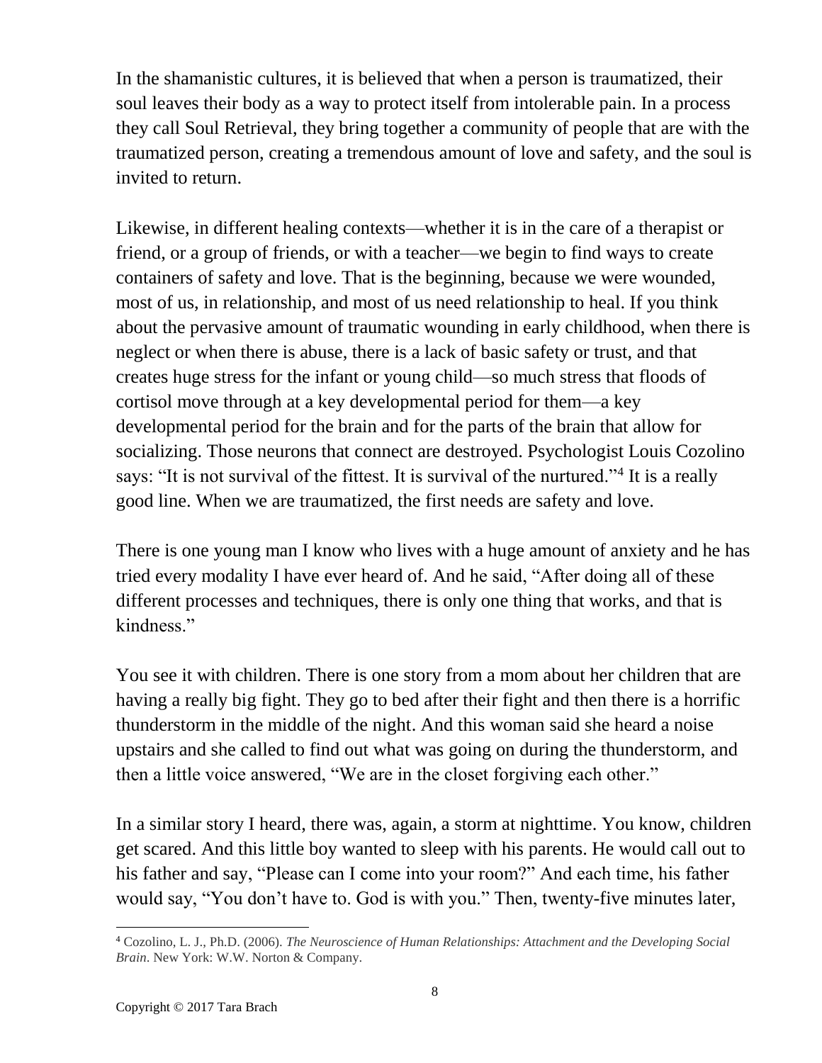In the shamanistic cultures, it is believed that when a person is traumatized, their soul leaves their body as a way to protect itself from intolerable pain. In a process they call Soul Retrieval, they bring together a community of people that are with the traumatized person, creating a tremendous amount of love and safety, and the soul is invited to return.

Likewise, in different healing contexts—whether it is in the care of a therapist or friend, or a group of friends, or with a teacher—we begin to find ways to create containers of safety and love. That is the beginning, because we were wounded, most of us, in relationship, and most of us need relationship to heal. If you think about the pervasive amount of traumatic wounding in early childhood, when there is neglect or when there is abuse, there is a lack of basic safety or trust, and that creates huge stress for the infant or young child—so much stress that floods of cortisol move through at a key developmental period for them—a key developmental period for the brain and for the parts of the brain that allow for socializing. Those neurons that connect are destroyed. Psychologist Louis Cozolino says: "It is not survival of the fittest. It is survival of the nurtured."[4] It is a really good line. When we are traumatized, the first needs are safety and love.

There is one young man I know who lives with a huge amount of anxiety and he has tried every modality I have ever heard of. And he said, "After doing all of these different processes and techniques, there is only one thing that works, and that is kindness."

You see it with children. There is one story from a mom about her children that are having a really big fight. They go to bed after their fight and then there is a horrific thunderstorm in the middle of the night. And this woman said she heard a noise upstairs and she called to find out what was going on during the thunderstorm, and then a little voice answered, "We are in the closet forgiving each other."

In a similar story I heard, there was, again, a storm at nighttime. You know, children get scared. And this little boy wanted to sleep with his parents. He would call out to his father and say, "Please can I come into your room?" And each time, his father would say, "You don't have to. God is with you." Then, twenty-five minutes later,

---

[4] Cozolino, L. J., Ph.D. (2006). *The Neuroscience of Human Relationships: Attachment and the Developing Social Brain*. New York: W.W. Norton & Company.

Copyright © 2017 Tara Brach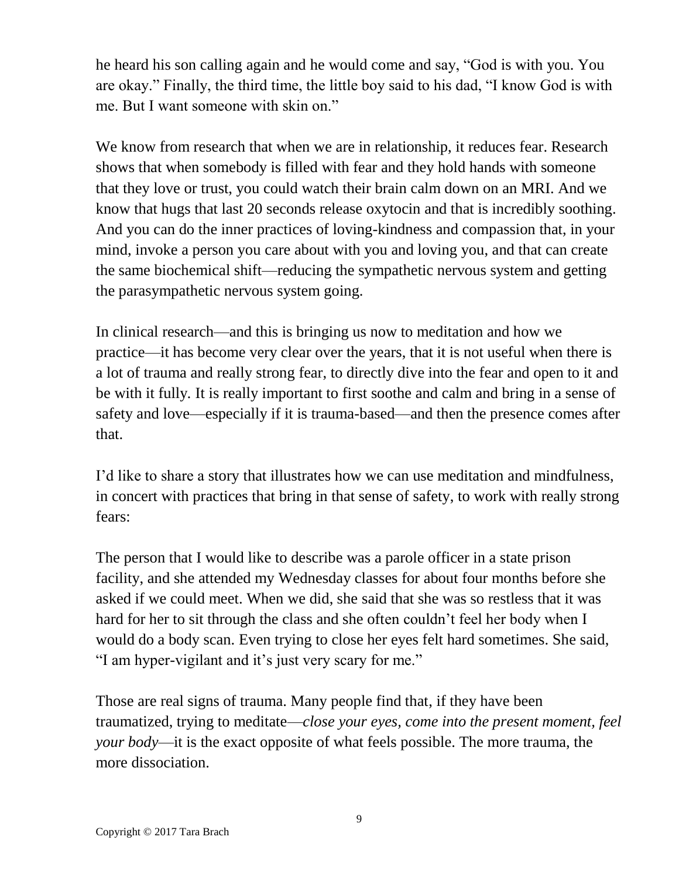he heard his son calling again and he would come and say, "God is with you. You are okay." Finally, the third time, the little boy said to his dad, "I know God is with me. But I want someone with skin on."

We know from research that when we are in relationship, it reduces fear. Research shows that when somebody is filled with fear and they hold hands with someone that they love or trust, you could watch their brain calm down on an MRI. And we know that hugs that last 20 seconds release oxytocin and that is incredibly soothing. And you can do the inner practices of loving-kindness and compassion that, in your mind, invoke a person you care about with you and loving you, and that can create the same biochemical shift—reducing the sympathetic nervous system and getting the parasympathetic nervous system going.

In clinical research—and this is bringing us now to meditation and how we practice—it has become very clear over the years, that it is not useful when there is a lot of trauma and really strong fear, to directly dive into the fear and open to it and be with it fully. It is really important to first soothe and calm and bring in a sense of safety and love—especially if it is trauma-based—and then the presence comes after that.

I'd like to share a story that illustrates how we can use meditation and mindfulness, in concert with practices that bring in that sense of safety, to work with really strong fears:

The person that I would like to describe was a parole officer in a state prison facility, and she attended my Wednesday classes for about four months before she asked if we could meet. When we did, she said that she was so restless that it was hard for her to sit through the class and she often couldn't feel her body when I would do a body scan. Even trying to close her eyes felt hard sometimes. She said, "I am hyper-vigilant and it's just very scary for me."

Those are real signs of trauma. Many people find that, if they have been traumatized, trying to meditate—*close your eyes, come into the present moment, feel your body*—it is the exact opposite of what feels possible. The more trauma, the more dissociation.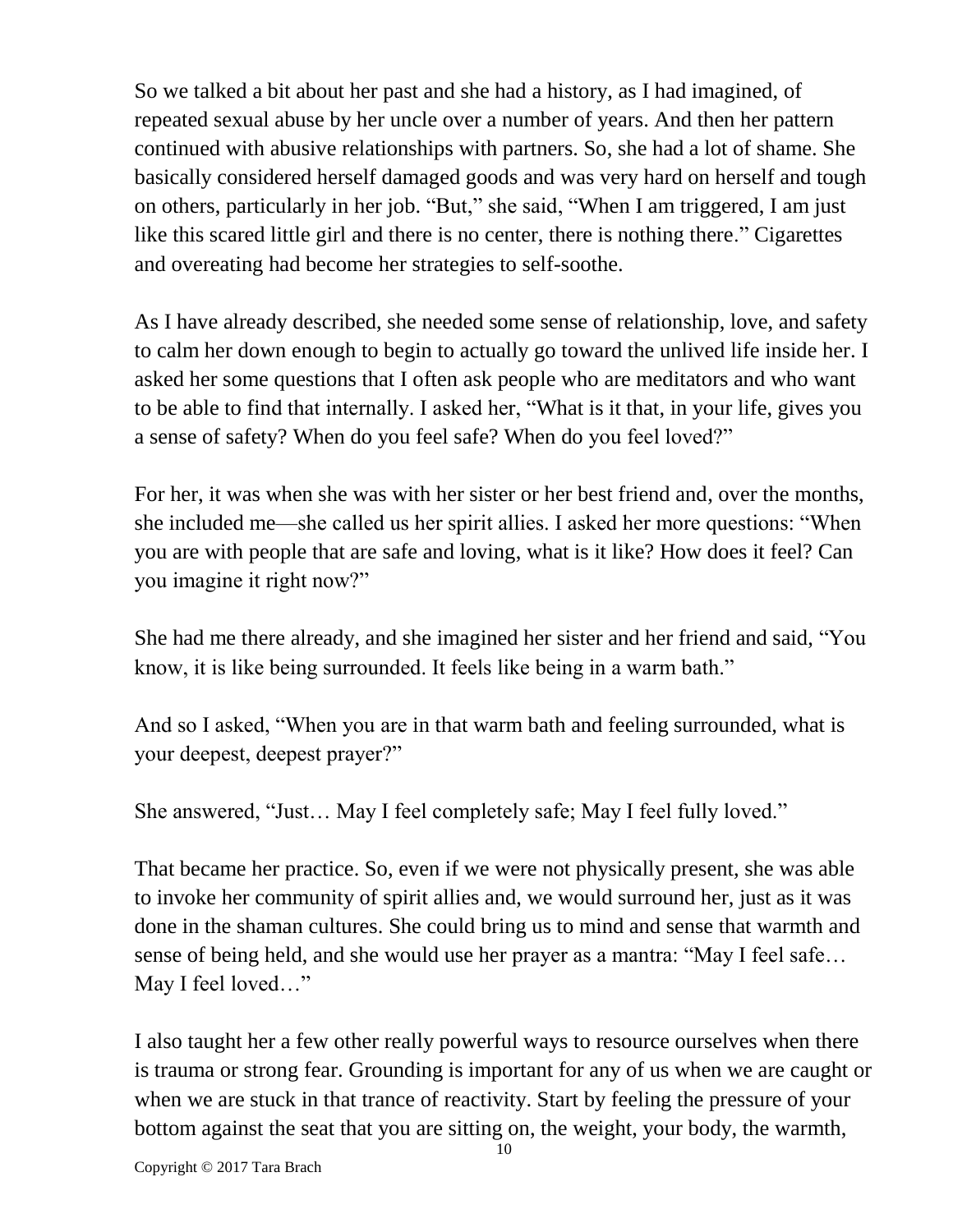So we talked a bit about her past and she had a history, as I had imagined, of repeated sexual abuse by her uncle over a number of years. And then her pattern continued with abusive relationships with partners. So, she had a lot of shame. She basically considered herself damaged goods and was very hard on herself and tough on others, particularly in her job. "But," she said, "When I am triggered, I am just like this scared little girl and there is no center, there is nothing there." Cigarettes and overeating had become her strategies to self-soothe.

As I have already described, she needed some sense of relationship, love, and safety to calm her down enough to begin to actually go toward the unlived life inside her. I asked her some questions that I often ask people who are meditators and who want to be able to find that internally. I asked her, "What is it that, in your life, gives you a sense of safety? When do you feel safe? When do you feel loved?"

For her, it was when she was with her sister or her best friend and, over the months, she included me—she called us her spirit allies. I asked her more questions: "When you are with people that are safe and loving, what is it like? How does it feel? Can you imagine it right now?"

She had me there already, and she imagined her sister and her friend and said, "You know, it is like being surrounded. It feels like being in a warm bath."

And so I asked, "When you are in that warm bath and feeling surrounded, what is your deepest, deepest prayer?"

She answered, "Just… May I feel completely safe; May I feel fully loved."

That became her practice. So, even if we were not physically present, she was able to invoke her community of spirit allies and, we would surround her, just as it was done in the shaman cultures. She could bring us to mind and sense that warmth and sense of being held, and she would use her prayer as a mantra: "May I feel safe… May I feel loved…"

I also taught her a few other really powerful ways to resource ourselves when there is trauma or strong fear. Grounding is important for any of us when we are caught or when we are stuck in that trance of reactivity. Start by feeling the pressure of your bottom against the seat that you are sitting on, the weight, your body, the warmth,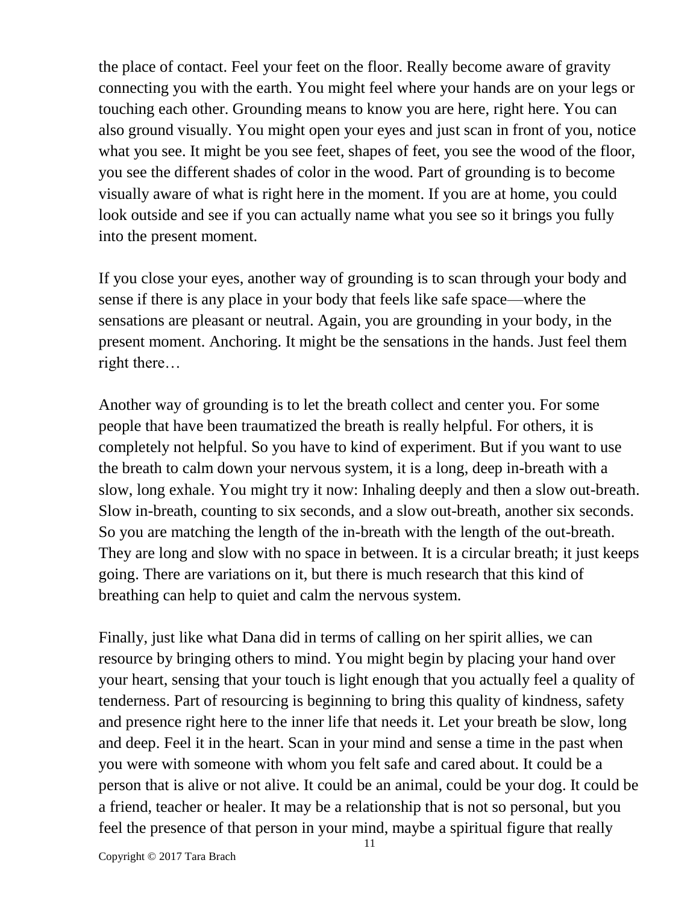the place of contact. Feel your feet on the floor. Really become aware of gravity connecting you with the earth. You might feel where your hands are on your legs or touching each other. Grounding means to know you are here, right here. You can also ground visually. You might open your eyes and just scan in front of you, notice what you see. It might be you see feet, shapes of feet, you see the wood of the floor, you see the different shades of color in the wood. Part of grounding is to become visually aware of what is right here in the moment. If you are at home, you could look outside and see if you can actually name what you see so it brings you fully into the present moment.

If you close your eyes, another way of grounding is to scan through your body and sense if there is any place in your body that feels like safe space—where the sensations are pleasant or neutral. Again, you are grounding in your body, in the present moment. Anchoring. It might be the sensations in the hands. Just feel them right there…

Another way of grounding is to let the breath collect and center you. For some people that have been traumatized the breath is really helpful. For others, it is completely not helpful. So you have to kind of experiment. But if you want to use the breath to calm down your nervous system, it is a long, deep in-breath with a slow, long exhale. You might try it now: Inhaling deeply and then a slow out-breath. Slow in-breath, counting to six seconds, and a slow out-breath, another six seconds. So you are matching the length of the in-breath with the length of the out-breath. They are long and slow with no space in between. It is a circular breath; it just keeps going. There are variations on it, but there is much research that this kind of breathing can help to quiet and calm the nervous system.

Finally, just like what Dana did in terms of calling on her spirit allies, we can resource by bringing others to mind. You might begin by placing your hand over your heart, sensing that your touch is light enough that you actually feel a quality of tenderness. Part of resourcing is beginning to bring this quality of kindness, safety and presence right here to the inner life that needs it. Let your breath be slow, long and deep. Feel it in the heart. Scan in your mind and sense a time in the past when you were with someone with whom you felt safe and cared about. It could be a person that is alive or not alive. It could be an animal, could be your dog. It could be a friend, teacher or healer. It may be a relationship that is not so personal, but you feel the presence of that person in your mind, maybe a spiritual figure that really

Copyright © 2017 Tara Brach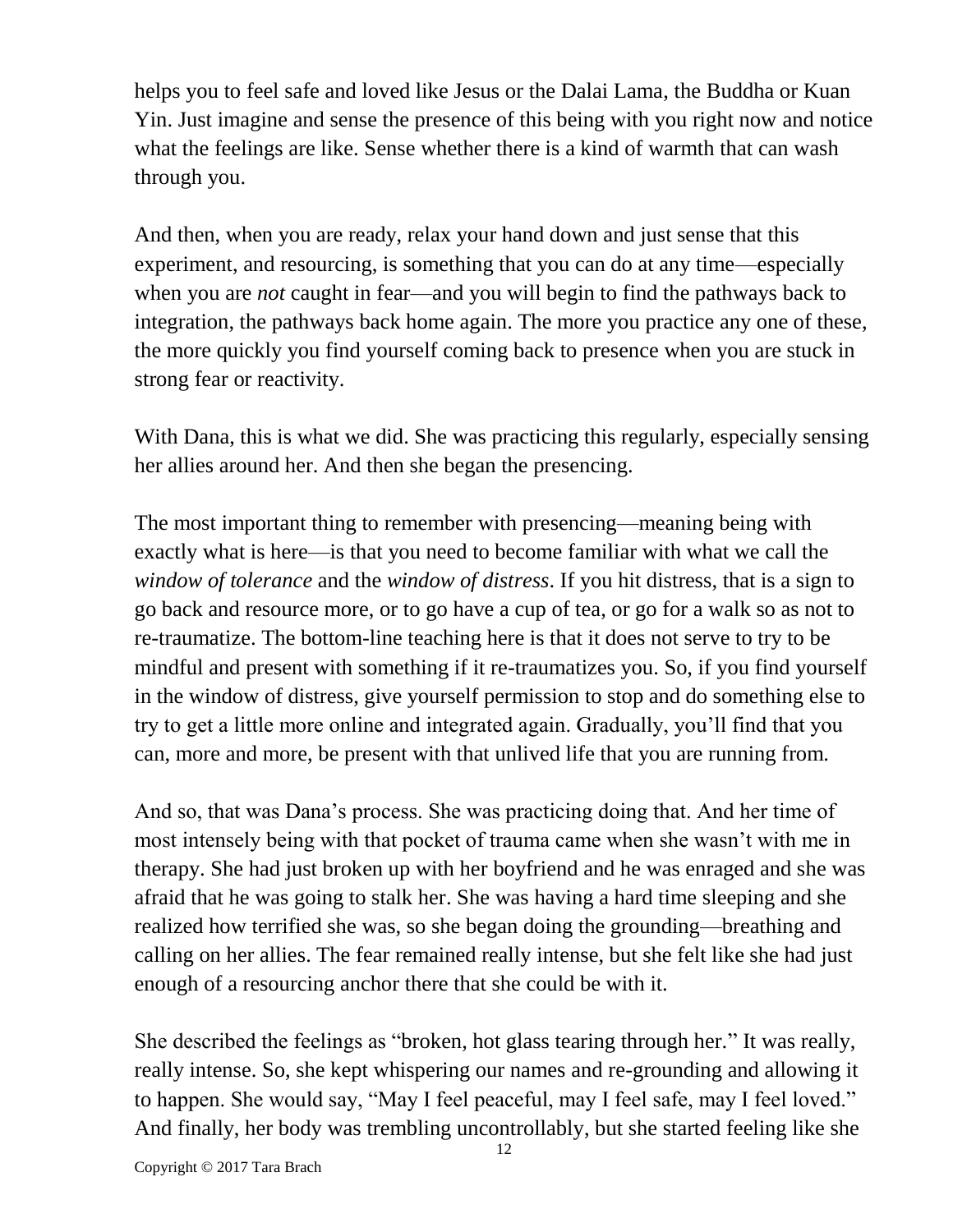helps you to feel safe and loved like Jesus or the Dalai Lama, the Buddha or Kuan Yin. Just imagine and sense the presence of this being with you right now and notice what the feelings are like. Sense whether there is a kind of warmth that can wash through you.

And then, when you are ready, relax your hand down and just sense that this experiment, and resourcing, is something that you can do at any time—especially when you are *not* caught in fear—and you will begin to find the pathways back to integration, the pathways back home again. The more you practice any one of these, the more quickly you find yourself coming back to presence when you are stuck in strong fear or reactivity.

With Dana, this is what we did. She was practicing this regularly, especially sensing her allies around her. And then she began the presencing.

The most important thing to remember with presencing—meaning being with exactly what is here—is that you need to become familiar with what we call the *window of tolerance* and the *window of distress*. If you hit distress, that is a sign to go back and resource more, or to go have a cup of tea, or go for a walk so as not to re-traumatize. The bottom-line teaching here is that it does not serve to try to be mindful and present with something if it re-traumatizes you. So, if you find yourself in the window of distress, give yourself permission to stop and do something else to try to get a little more online and integrated again. Gradually, you'll find that you can, more and more, be present with that unlived life that you are running from.

And so, that was Dana's process. She was practicing doing that. And her time of most intensely being with that pocket of trauma came when she wasn't with me in therapy. She had just broken up with her boyfriend and he was enraged and she was afraid that he was going to stalk her. She was having a hard time sleeping and she realized how terrified she was, so she began doing the grounding—breathing and calling on her allies. The fear remained really intense, but she felt like she had just enough of a resourcing anchor there that she could be with it.

She described the feelings as "broken, hot glass tearing through her." It was really, really intense. So, she kept whispering our names and re-grounding and allowing it to happen. She would say, "May I feel peaceful, may I feel safe, may I feel loved." And finally, her body was trembling uncontrollably, but she started feeling like she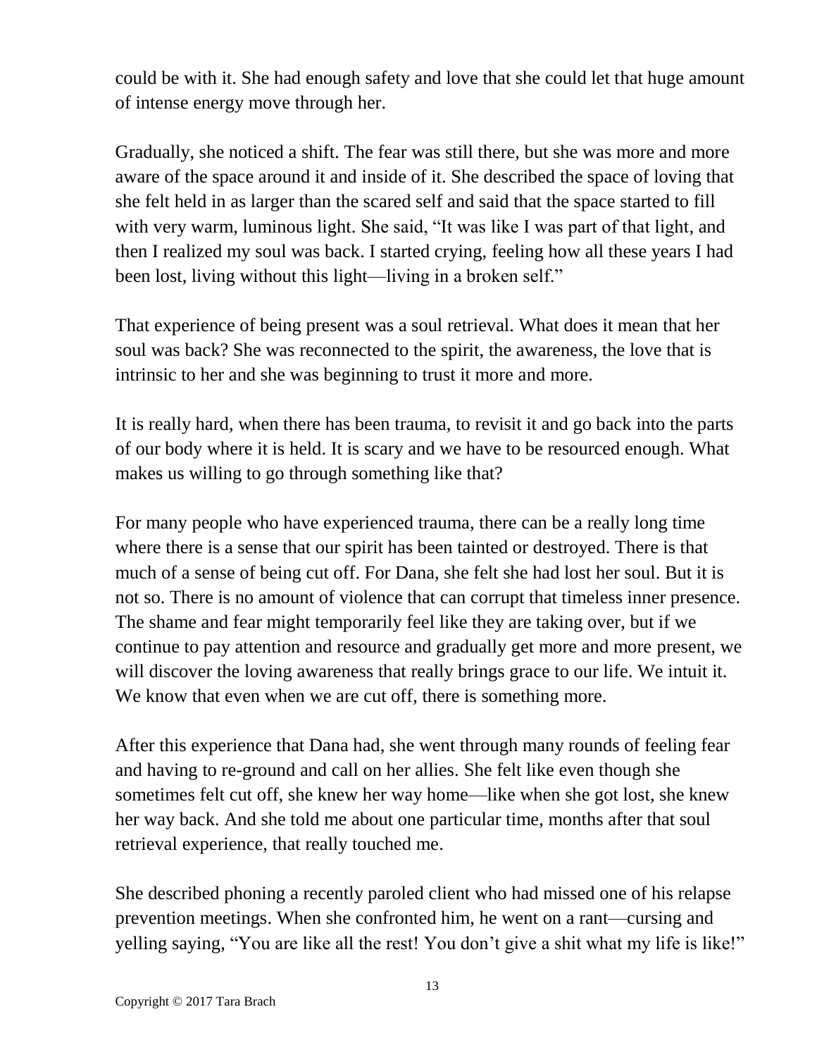could be with it. She had enough safety and love that she could let that huge amount of intense energy move through her.

Gradually, she noticed a shift. The fear was still there, but she was more and more aware of the space around it and inside of it. She described the space of loving that she felt held in as larger than the scared self and said that the space started to fill with very warm, luminous light. She said, "It was like I was part of that light, and then I realized my soul was back. I started crying, feeling how all these years I had been lost, living without this light—living in a broken self."

That experience of being present was a soul retrieval. What does it mean that her soul was back? She was reconnected to the spirit, the awareness, the love that is intrinsic to her and she was beginning to trust it more and more.

It is really hard, when there has been trauma, to revisit it and go back into the parts of our body where it is held. It is scary and we have to be resourced enough. What makes us willing to go through something like that?

For many people who have experienced trauma, there can be a really long time where there is a sense that our spirit has been tainted or destroyed. There is that much of a sense of being cut off. For Dana, she felt she had lost her soul. But it is not so. There is no amount of violence that can corrupt that timeless inner presence. The shame and fear might temporarily feel like they are taking over, but if we continue to pay attention and resource and gradually get more and more present, we will discover the loving awareness that really brings grace to our life. We intuit it. We know that even when we are cut off, there is something more.

After this experience that Dana had, she went through many rounds of feeling fear and having to re-ground and call on her allies. She felt like even though she sometimes felt cut off, she knew her way home—like when she got lost, she knew her way back. And she told me about one particular time, months after that soul retrieval experience, that really touched me.

She described phoning a recently paroled client who had missed one of his relapse prevention meetings. When she confronted him, he went on a rant—cursing and yelling saying, "You are like all the rest! You don't give a shit what my life is like!"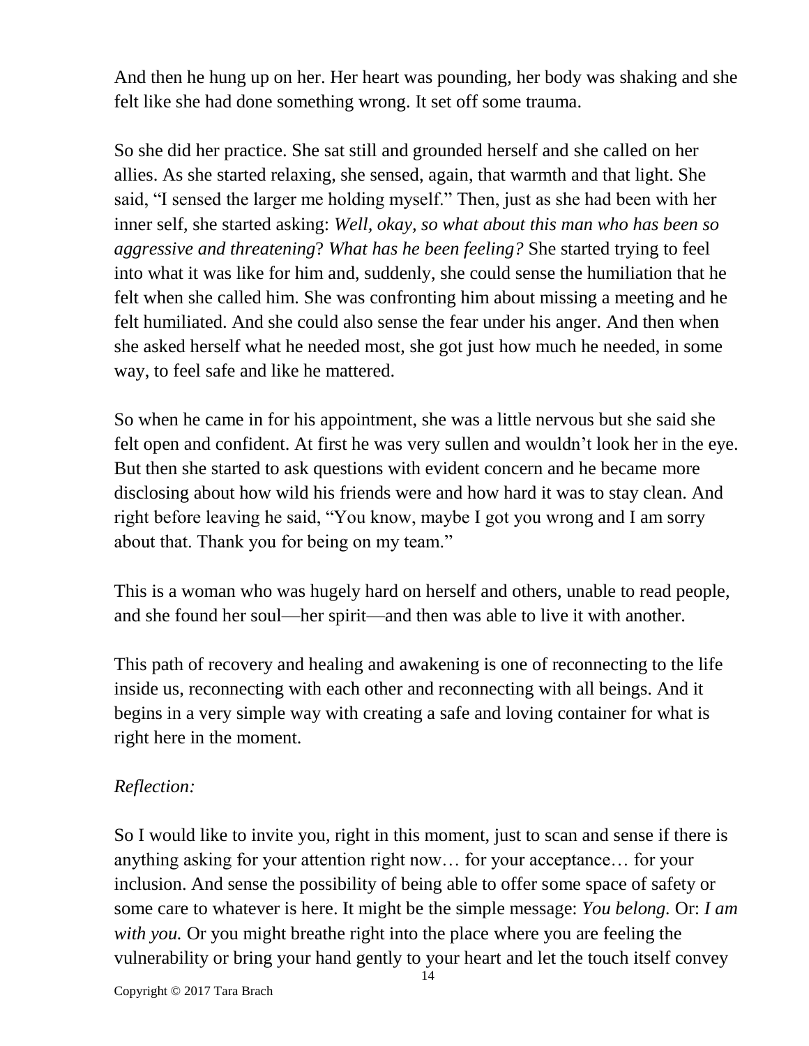And then he hung up on her. Her heart was pounding, her body was shaking and she felt like she had done something wrong. It set off some trauma.

So she did her practice. She sat still and grounded herself and she called on her allies. As she started relaxing, she sensed, again, that warmth and that light. She said, "I sensed the larger me holding myself." Then, just as she had been with her inner self, she started asking: *Well, okay, so what about this man who has been so aggressive and threatening*? *What has he been feeling?* She started trying to feel into what it was like for him and, suddenly, she could sense the humiliation that he felt when she called him. She was confronting him about missing a meeting and he felt humiliated. And she could also sense the fear under his anger. And then when she asked herself what he needed most, she got just how much he needed, in some way, to feel safe and like he mattered.

So when he came in for his appointment, she was a little nervous but she said she felt open and confident. At first he was very sullen and wouldn't look her in the eye. But then she started to ask questions with evident concern and he became more disclosing about how wild his friends were and how hard it was to stay clean. And right before leaving he said, "You know, maybe I got you wrong and I am sorry about that. Thank you for being on my team."

This is a woman who was hugely hard on herself and others, unable to read people, and she found her soul—her spirit—and then was able to live it with another.

This path of recovery and healing and awakening is one of reconnecting to the life inside us, reconnecting with each other and reconnecting with all beings. And it begins in a very simple way with creating a safe and loving container for what is right here in the moment.

*Reflection:*

So I would like to invite you, right in this moment, just to scan and sense if there is anything asking for your attention right now… for your acceptance… for your inclusion. And sense the possibility of being able to offer some space of safety or some care to whatever is here. It might be the simple message: *You belong.* Or: *I am with you.* Or you might breathe right into the place where you are feeling the vulnerability or bring your hand gently to your heart and let the touch itself convey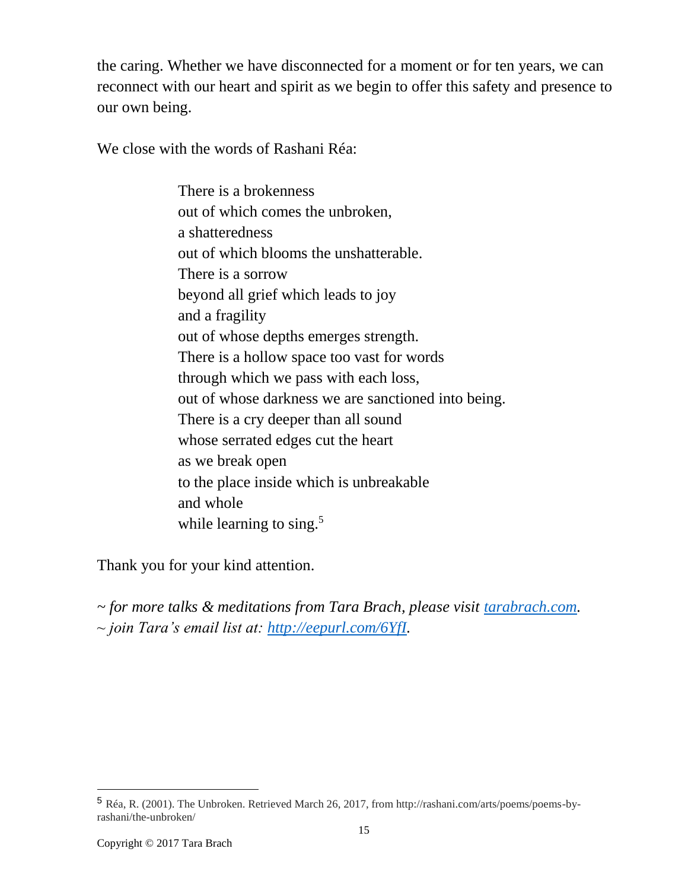the caring. Whether we have disconnected for a moment or for ten years, we can reconnect with our heart and spirit as we begin to offer this safety and presence to our own being.

We close with the words of Rashani Réa:

> There is a brokenness  
> out of which comes the unbroken,  
> a shatteredness  
> out of which blooms the unshatterable.  
> There is a sorrow  
> beyond all grief which leads to joy  
> and a fragility  
> out of whose depths emerges strength.  
> There is a hollow space too vast for words  
> through which we pass with each loss,  
> out of whose darkness we are sanctioned into being.  
> There is a cry deeper than all sound  
> whose serrated edges cut the heart  
> as we break open  
> to the place inside which is unbreakable  
> and whole  
> while learning to sing.[5]

Thank you for your kind attention.

*~ for more talks & meditations from Tara Brach, please visit [tarabrach.com](http://tarabrach.com).*  
*~ join Tara's email list at: [http://eepurl.com/6YfI](http://eepurl.com/6YfI).*

---

[5] Réa, R. (2001). The Unbroken. Retrieved March 26, 2017, from http://rashani.com/arts/poems/poems-by-rashani/the-unbroken/

Copyright © 2017 Tara Brach